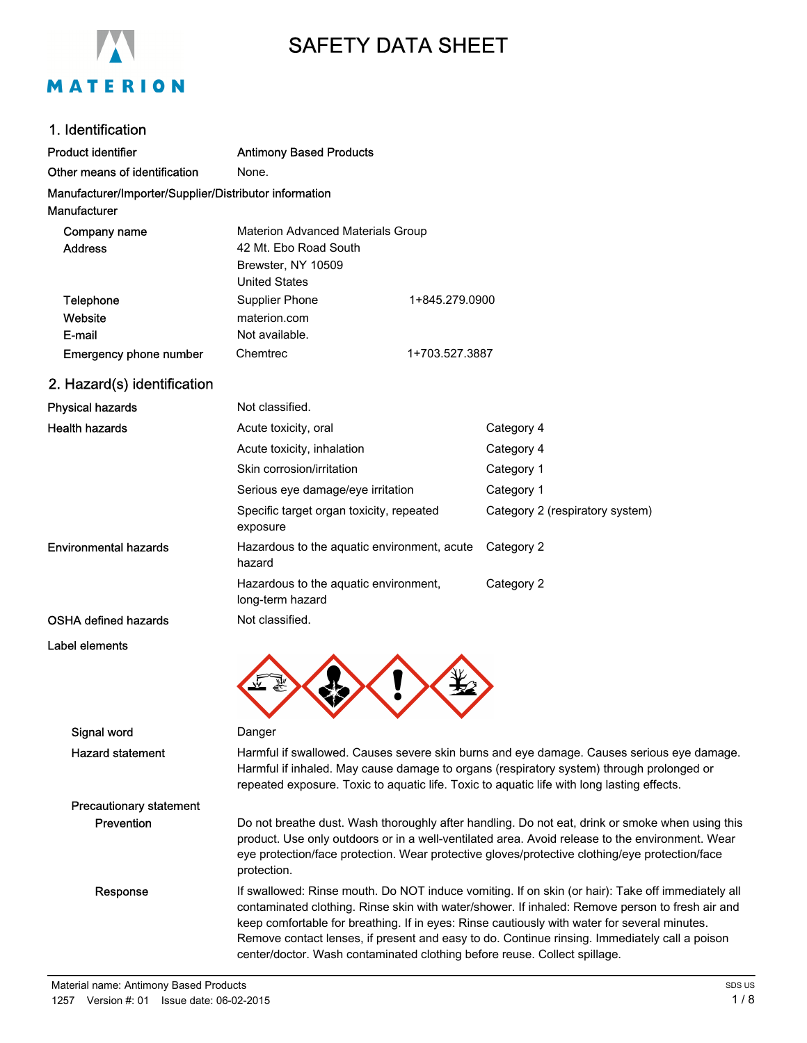# SAFETY DATA SHEET

## 1. Identification

| | | |
|---|---|---|
| **Product identifier** | **Antimony Based Products** | |
| **Other means of identification** | None. | |

**Manufacturer/Importer/Supplier/Distributor information**

**Manufacturer**

| | | |
|---|---|---|
| **Company name** | Materion Advanced Materials Group | |
| **Address** | 42 Mt. Ebo Road South<br>Brewster, NY 10509<br>United States | |
| **Telephone** | Supplier Phone | 1+845.279.0900 |
| **Website** | materion.com | |
| **E-mail** | Not available. | |
| **Emergency phone number** | Chemtrec | 1+703.527.3887 |

## 2. Hazard(s) identification

| | | |
|---|---|---|
| **Physical hazards** | Not classified. | |
| **Health hazards** | Acute toxicity, oral | Category 4 |
| | Acute toxicity, inhalation | Category 4 |
| | Skin corrosion/irritation | Category 1 |
| | Serious eye damage/eye irritation | Category 1 |
| | Specific target organ toxicity, repeated exposure | Category 2 (respiratory system) |
| **Environmental hazards** | Hazardous to the aquatic environment, acute hazard | Category 2 |
| | Hazardous to the aquatic environment, long-term hazard | Category 2 |
| **OSHA defined hazards** | Not classified. | |

**Label elements**

**Signal word** Danger

**Hazard statement** Harmful if swallowed. Causes severe skin burns and eye damage. Causes serious eye damage. Harmful if inhaled. May cause damage to organs (respiratory system) through prolonged or repeated exposure. Toxic to aquatic life. Toxic to aquatic life with long lasting effects.

**Precautionary statement**

**Prevention** Do not breathe dust. Wash thoroughly after handling. Do not eat, drink or smoke when using this product. Use only outdoors or in a well-ventilated area. Avoid release to the environment. Wear eye protection/face protection. Wear protective gloves/protective clothing/eye protection/face protection.

**Response** If swallowed: Rinse mouth. Do NOT induce vomiting. If on skin (or hair): Take off immediately all contaminated clothing. Rinse skin with water/shower. If inhaled: Remove person to fresh air and keep comfortable for breathing. If in eyes: Rinse cautiously with water for several minutes. Remove contact lenses, if present and easy to do. Continue rinsing. Immediately call a poison center/doctor. Wash contaminated clothing before reuse. Collect spillage.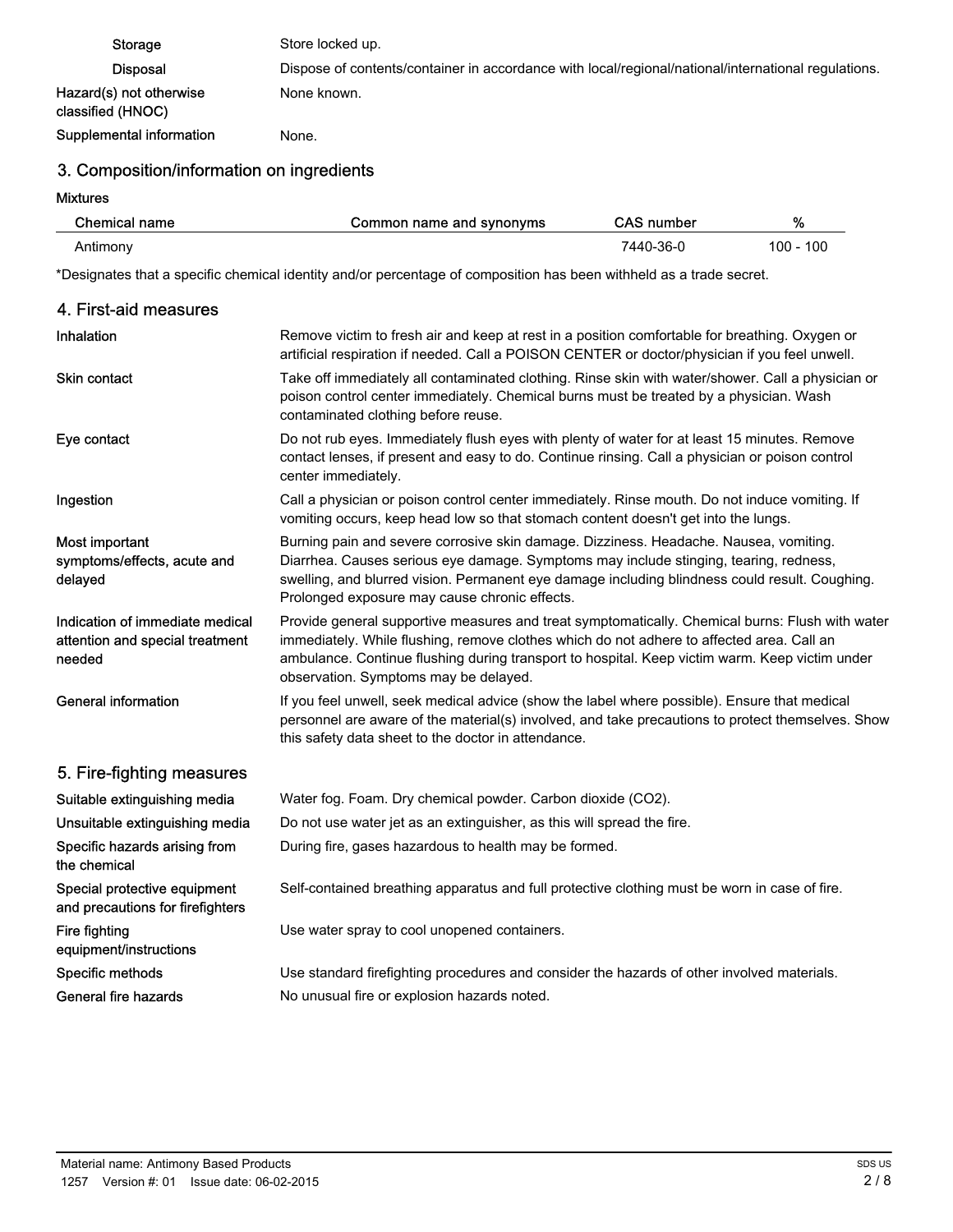| | |
|---|---|
| Storage | Store locked up. |
| Disposal | Dispose of contents/container in accordance with local/regional/national/international regulations. |
| Hazard(s) not otherwise classified (HNOC) | None known. |
| Supplemental information | None. |

## 3. Composition/information on ingredients

**Mixtures**

| Chemical name | Common name and synonyms | CAS number | % |
|---|---|---|---|
| Antimony | | 7440-36-0 | 100 - 100 |

*Designates that a specific chemical identity and/or percentage of composition has been withheld as a trade secret.

## 4. First-aid measures

| | |
|---|---|
| Inhalation | Remove victim to fresh air and keep at rest in a position comfortable for breathing. Oxygen or artificial respiration if needed. Call a POISON CENTER or doctor/physician if you feel unwell. |
| Skin contact | Take off immediately all contaminated clothing. Rinse skin with water/shower. Call a physician or poison control center immediately. Chemical burns must be treated by a physician. Wash contaminated clothing before reuse. |
| Eye contact | Do not rub eyes. Immediately flush eyes with plenty of water for at least 15 minutes. Remove contact lenses, if present and easy to do. Continue rinsing. Call a physician or poison control center immediately. |
| Ingestion | Call a physician or poison control center immediately. Rinse mouth. Do not induce vomiting. If vomiting occurs, keep head low so that stomach content doesn't get into the lungs. |
| Most important symptoms/effects, acute and delayed | Burning pain and severe corrosive skin damage. Dizziness. Headache. Nausea, vomiting. Diarrhea. Causes serious eye damage. Symptoms may include stinging, tearing, redness, swelling, and blurred vision. Permanent eye damage including blindness could result. Coughing. Prolonged exposure may cause chronic effects. |
| Indication of immediate medical attention and special treatment needed | Provide general supportive measures and treat symptomatically. Chemical burns: Flush with water immediately. While flushing, remove clothes which do not adhere to affected area. Call an ambulance. Continue flushing during transport to hospital. Keep victim warm. Keep victim under observation. Symptoms may be delayed. |
| General information | If you feel unwell, seek medical advice (show the label where possible). Ensure that medical personnel are aware of the material(s) involved, and take precautions to protect themselves. Show this safety data sheet to the doctor in attendance. |

## 5. Fire-fighting measures

| | |
|---|---|
| Suitable extinguishing media | Water fog. Foam. Dry chemical powder. Carbon dioxide ($CO_2$). |
| Unsuitable extinguishing media | Do not use water jet as an extinguisher, as this will spread the fire. |
| Specific hazards arising from the chemical | During fire, gases hazardous to health may be formed. |
| Special protective equipment and precautions for firefighters | Self-contained breathing apparatus and full protective clothing must be worn in case of fire. |
| Fire fighting equipment/instructions | Use water spray to cool unopened containers. |
| Specific methods | Use standard firefighting procedures and consider the hazards of other involved materials. |
| General fire hazards | No unusual fire or explosion hazards noted. |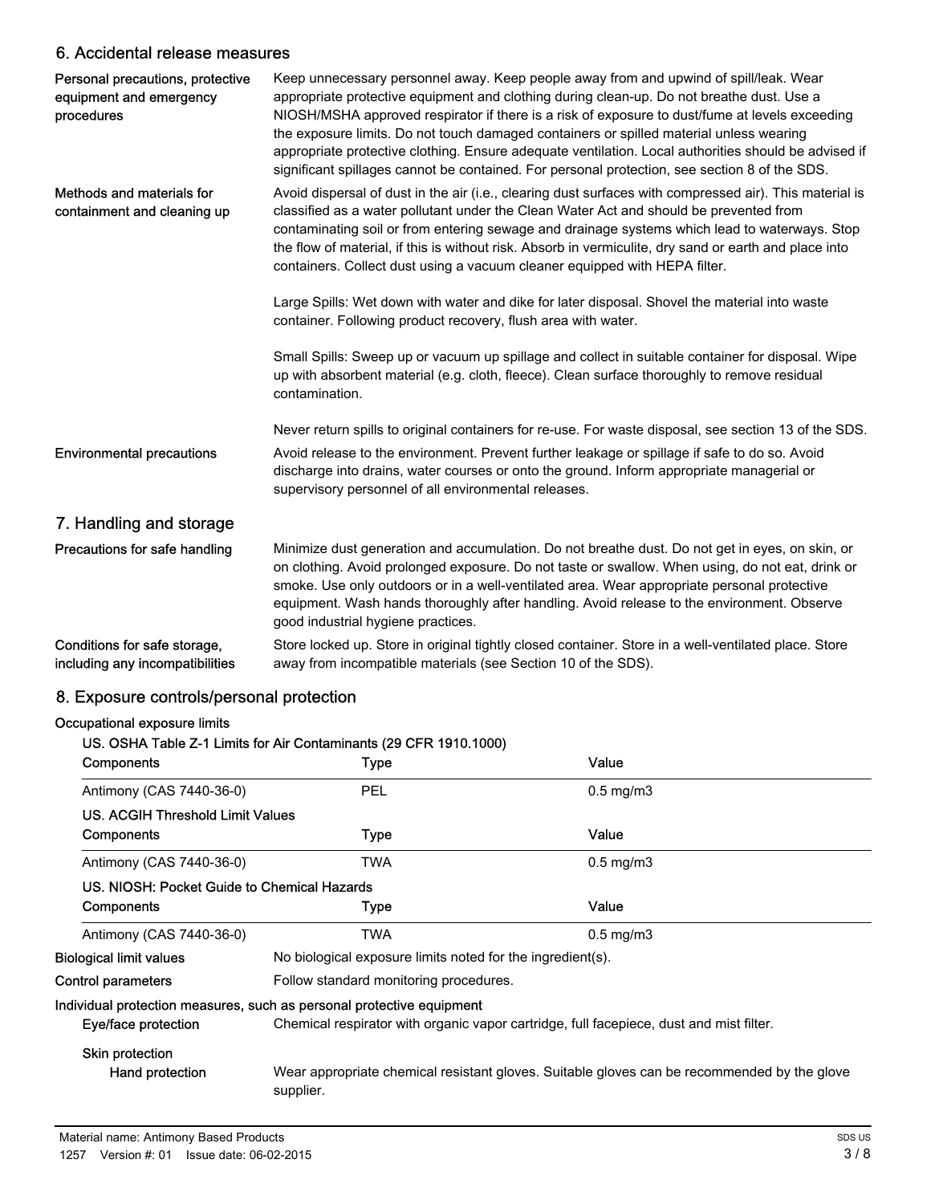## 6. Accidental release measures

**Personal precautions, protective equipment and emergency procedures**

Keep unnecessary personnel away. Keep people away from and upwind of spill/leak. Wear appropriate protective equipment and clothing during clean-up. Do not breathe dust. Use a NIOSH/MSHA approved respirator if there is a risk of exposure to dust/fume at levels exceeding the exposure limits. Do not touch damaged containers or spilled material unless wearing appropriate protective clothing. Ensure adequate ventilation. Local authorities should be advised if significant spillages cannot be contained. For personal protection, see section 8 of the SDS.

**Methods and materials for containment and cleaning up**

Avoid dispersal of dust in the air (i.e., clearing dust surfaces with compressed air). This material is classified as a water pollutant under the Clean Water Act and should be prevented from contaminating soil or from entering sewage and drainage systems which lead to waterways. Stop the flow of material, if this is without risk. Absorb in vermiculite, dry sand or earth and place into containers. Collect dust using a vacuum cleaner equipped with HEPA filter.

Large Spills: Wet down with water and dike for later disposal. Shovel the material into waste container. Following product recovery, flush area with water.

Small Spills: Sweep up or vacuum up spillage and collect in suitable container for disposal. Wipe up with absorbent material (e.g. cloth, fleece). Clean surface thoroughly to remove residual contamination.

Never return spills to original containers for re-use. For waste disposal, see section 13 of the SDS.

**Environmental precautions**

Avoid release to the environment. Prevent further leakage or spillage if safe to do so. Avoid discharge into drains, water courses or onto the ground. Inform appropriate managerial or supervisory personnel of all environmental releases.

## 7. Handling and storage

**Precautions for safe handling**

Minimize dust generation and accumulation. Do not breathe dust. Do not get in eyes, on skin, or on clothing. Avoid prolonged exposure. Do not taste or swallow. When using, do not eat, drink or smoke. Use only outdoors or in a well-ventilated area. Wear appropriate personal protective equipment. Wash hands thoroughly after handling. Avoid release to the environment. Observe good industrial hygiene practices.

**Conditions for safe storage, including any incompatibilities**

Store locked up. Store in original tightly closed container. Store in a well-ventilated place. Store away from incompatible materials (see Section 10 of the SDS).

## 8. Exposure controls/personal protection

**Occupational exposure limits**

**US. OSHA Table Z-1 Limits for Air Contaminants (29 CFR 1910.1000)**

| Components | Type | Value |
|---|---|---|
| Antimony (CAS 7440-36-0) | PEL | 0.5 mg/m3 |

**US. ACGIH Threshold Limit Values**

| Components | Type | Value |
|---|---|---|
| Antimony (CAS 7440-36-0) | TWA | 0.5 mg/m3 |

**US. NIOSH: Pocket Guide to Chemical Hazards**

| Components | Type | Value |
|---|---|---|
| Antimony (CAS 7440-36-0) | TWA | 0.5 mg/m3 |

**Biological limit values**

No biological exposure limits noted for the ingredient(s).

**Control parameters**

Follow standard monitoring procedures.

**Individual protection measures, such as personal protective equipment**

**Eye/face protection**

Chemical respirator with organic vapor cartridge, full facepiece, dust and mist filter.

**Skin protection**

**Hand protection**

Wear appropriate chemical resistant gloves. Suitable gloves can be recommended by the glove supplier.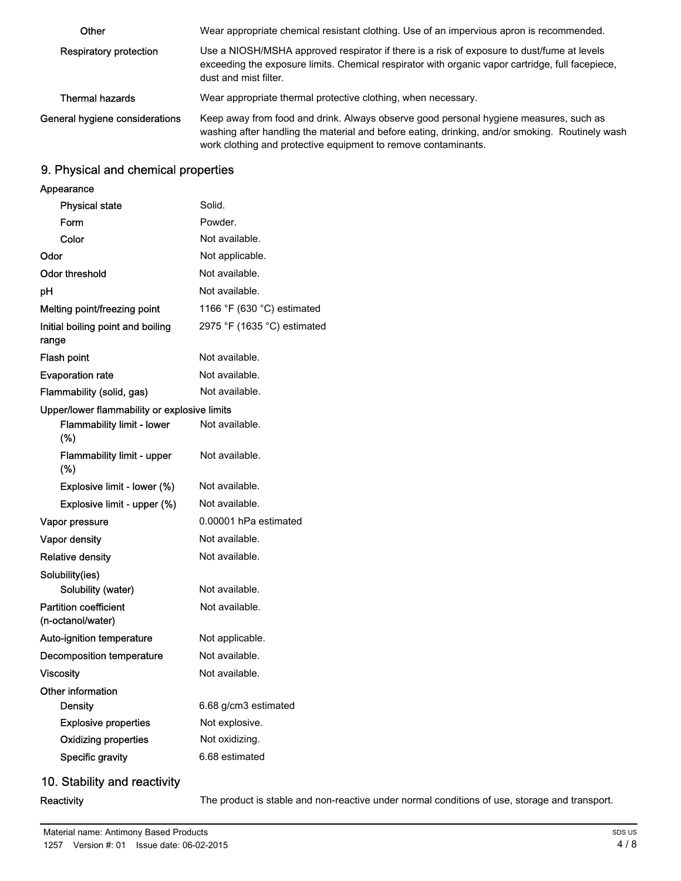| | |
|---|---|
| Other | Wear appropriate chemical resistant clothing. Use of an impervious apron is recommended. |
| Respiratory protection | Use a NIOSH/MSHA approved respirator if there is a risk of exposure to dust/fume at levels exceeding the exposure limits. Chemical respirator with organic vapor cartridge, full facepiece, dust and mist filter. |
| Thermal hazards | Wear appropriate thermal protective clothing, when necessary. |
| General hygiene considerations | Keep away from food and drink. Always observe good personal hygiene measures, such as washing after handling the material and before eating, drinking, and/or smoking. Routinely wash work clothing and protective equipment to remove contaminants. |

## 9. Physical and chemical properties

| | |
|---|---|
| **Appearance** | |
| Physical state | Solid. |
| Form | Powder. |
| Color | Not available. |
| **Odor** | Not applicable. |
| **Odor threshold** | Not available. |
| **pH** | Not available. |
| **Melting point/freezing point** | 1166 °F (630 °C) estimated |
| **Initial boiling point and boiling range** | 2975 °F (1635 °C) estimated |
| **Flash point** | Not available. |
| **Evaporation rate** | Not available. |
| **Flammability (solid, gas)** | Not available. |
| **Upper/lower flammability or explosive limits** | |
| Flammability limit - lower (%) | Not available. |
| Flammability limit - upper (%) | Not available. |
| Explosive limit - lower (%) | Not available. |
| Explosive limit - upper (%) | Not available. |
| **Vapor pressure** | 0.00001 hPa estimated |
| **Vapor density** | Not available. |
| **Relative density** | Not available. |
| **Solubility(ies)** | |
| Solubility (water) | Not available. |
| **Partition coefficient (n-octanol/water)** | Not available. |
| **Auto-ignition temperature** | Not applicable. |
| **Decomposition temperature** | Not available. |
| **Viscosity** | Not available. |
| **Other information** | |
| Density | 6.68 g/cm3 estimated |
| Explosive properties | Not explosive. |
| Oxidizing properties | Not oxidizing. |
| Specific gravity | 6.68 estimated |

## 10. Stability and reactivity

| | |
|---|---|
| **Reactivity** | The product is stable and non-reactive under normal conditions of use, storage and transport. |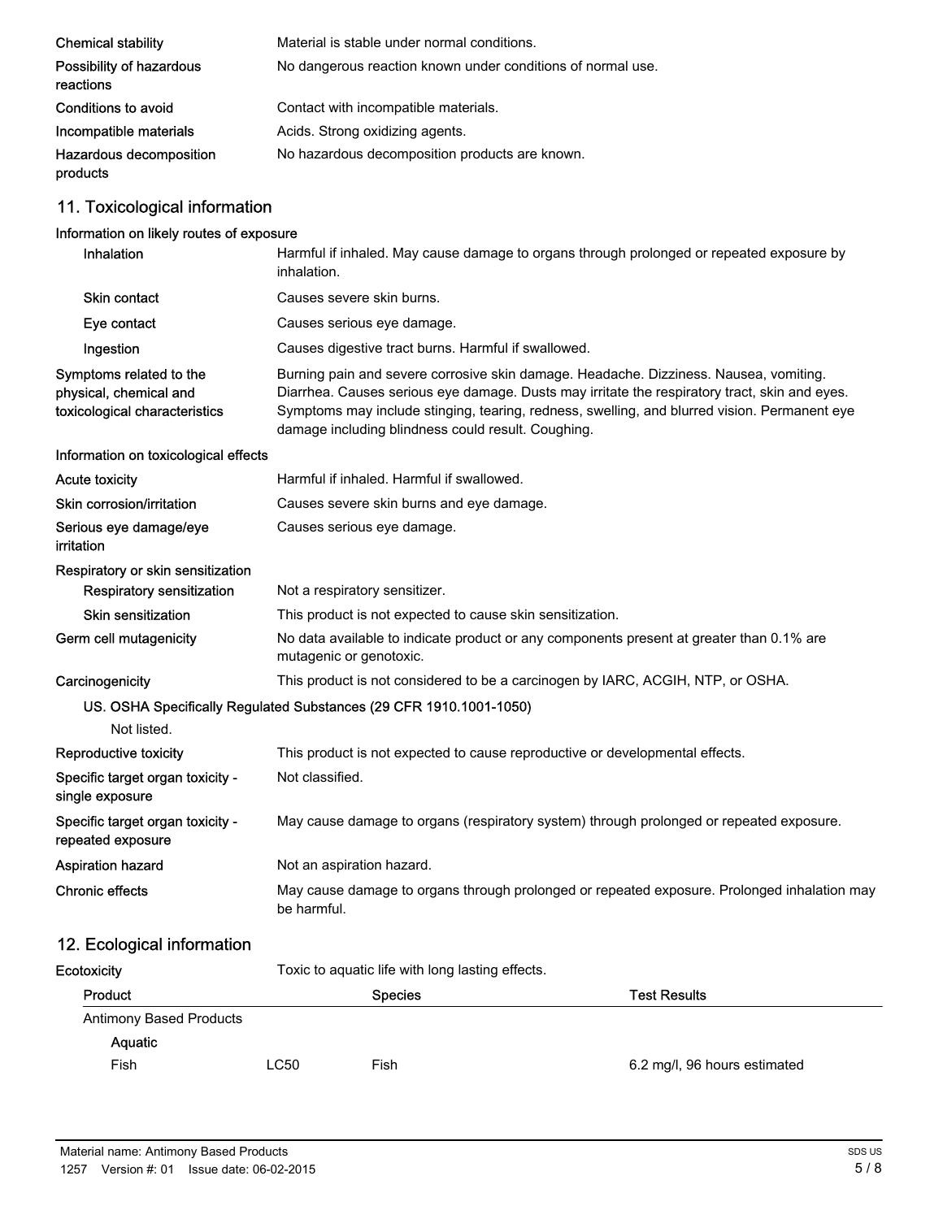| | |
|---|---|
| **Chemical stability** | Material is stable under normal conditions. |
| **Possibility of hazardous reactions** | No dangerous reaction known under conditions of normal use. |
| **Conditions to avoid** | Contact with incompatible materials. |
| **Incompatible materials** | Acids. Strong oxidizing agents. |
| **Hazardous decomposition products** | No hazardous decomposition products are known. |

## 11. Toxicological information

**Information on likely routes of exposure**

| | |
|---|---|
| **Inhalation** | Harmful if inhaled. May cause damage to organs through prolonged or repeated exposure by inhalation. |
| **Skin contact** | Causes severe skin burns. |
| **Eye contact** | Causes serious eye damage. |
| **Ingestion** | Causes digestive tract burns. Harmful if swallowed. |
| **Symptoms related to the physical, chemical and toxicological characteristics** | Burning pain and severe corrosive skin damage. Headache. Dizziness. Nausea, vomiting. Diarrhea. Causes serious eye damage. Dusts may irritate the respiratory tract, skin and eyes. Symptoms may include stinging, tearing, redness, swelling, and blurred vision. Permanent eye damage including blindness could result. Coughing. |

**Information on toxicological effects**

| | |
|---|---|
| **Acute toxicity** | Harmful if inhaled. Harmful if swallowed. |
| **Skin corrosion/irritation** | Causes severe skin burns and eye damage. |
| **Serious eye damage/eye irritation** | Causes serious eye damage. |
| **Respiratory or skin sensitization** | |
| **Respiratory sensitization** | Not a respiratory sensitizer. |
| **Skin sensitization** | This product is not expected to cause skin sensitization. |
| **Germ cell mutagenicity** | No data available to indicate product or any components present at greater than 0.1% are mutagenic or genotoxic. |
| **Carcinogenicity** | This product is not considered to be a carcinogen by IARC, ACGIH, NTP, or OSHA. |

US. OSHA Specifically Regulated Substances (29 CFR 1910.1001-1050)

Not listed.

| | |
|---|---|
| **Reproductive toxicity** | This product is not expected to cause reproductive or developmental effects. |
| **Specific target organ toxicity - single exposure** | Not classified. |
| **Specific target organ toxicity - repeated exposure** | May cause damage to organs (respiratory system) through prolonged or repeated exposure. |
| **Aspiration hazard** | Not an aspiration hazard. |
| **Chronic effects** | May cause damage to organs through prolonged or repeated exposure. Prolonged inhalation may be harmful. |

## 12. Ecological information

**Ecotoxicity** Toxic to aquatic life with long lasting effects.

| Product | | Species | Test Results |
|---|---|---|---|
| Antimony Based Products | | | |
| Aquatic | | | |
| Fish | LC50 | Fish | 6.2 mg/l, 96 hours estimated |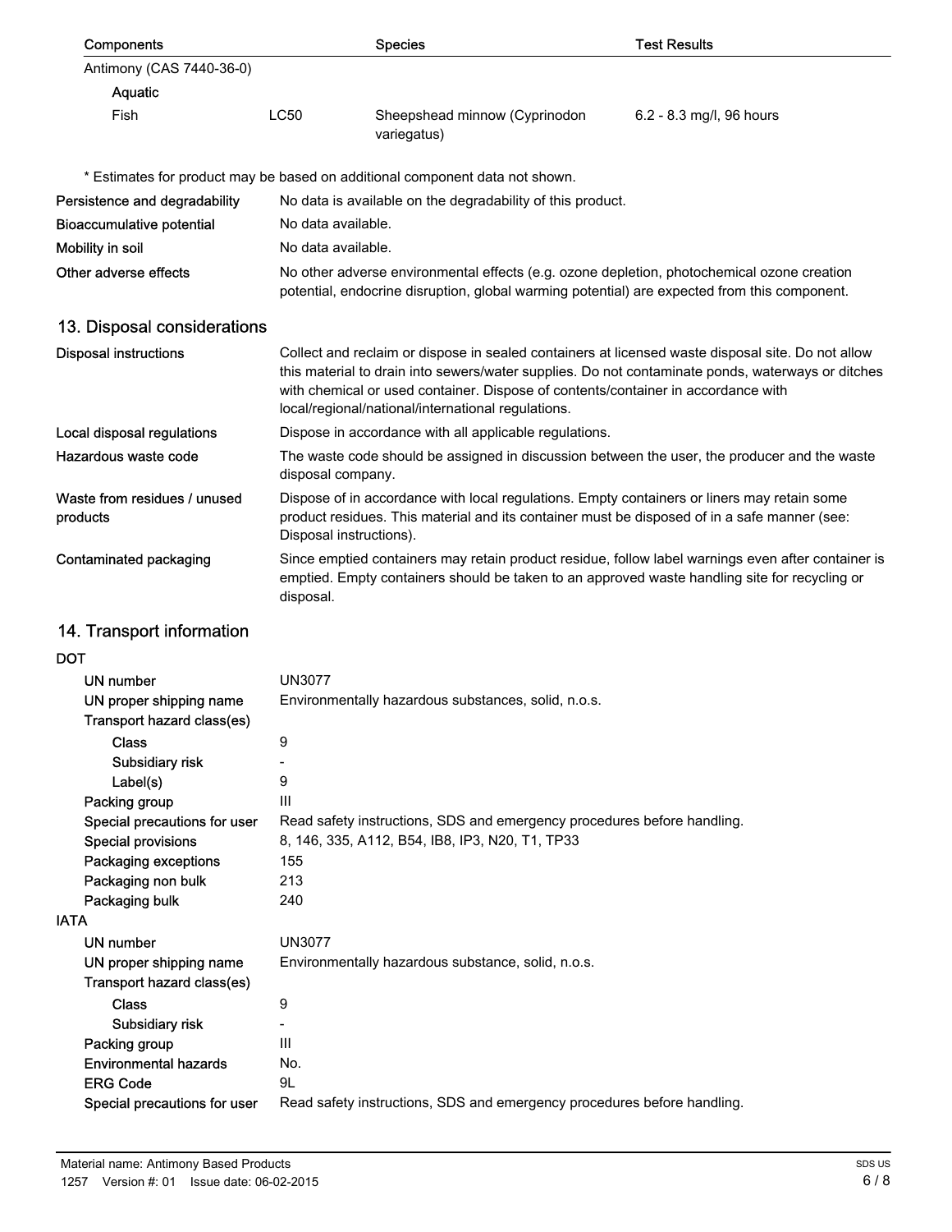| Components | | Species | Test Results |
| --- | --- | --- | --- |
| Antimony (CAS 7440-36-0) | | | |
| Aquatic | | | |
| Fish | LC50 | Sheepshead minnow (Cyprinodon variegatus) | 6.2 - 8.3 mg/l, 96 hours |

* Estimates for product may be based on additional component data not shown.

**Persistence and degradability** No data is available on the degradability of this product.

**Bioaccumulative potential** No data available.

**Mobility in soil** No data available.

**Other adverse effects** No other adverse environmental effects (e.g. ozone depletion, photochemical ozone creation potential, endocrine disruption, global warming potential) are expected from this component.

## 13. Disposal considerations

**Disposal instructions** Collect and reclaim or dispose in sealed containers at licensed waste disposal site. Do not allow this material to drain into sewers/water supplies. Do not contaminate ponds, waterways or ditches with chemical or used container. Dispose of contents/container in accordance with local/regional/national/international regulations.

**Local disposal regulations** Dispose in accordance with all applicable regulations.

**Hazardous waste code** The waste code should be assigned in discussion between the user, the producer and the waste disposal company.

**Waste from residues / unused products** Dispose of in accordance with local regulations. Empty containers or liners may retain some product residues. This material and its container must be disposed of in a safe manner (see: Disposal instructions).

**Contaminated packaging** Since emptied containers may retain product residue, follow label warnings even after container is emptied. Empty containers should be taken to an approved waste handling site for recycling or disposal.

## 14. Transport information

**DOT**

- **UN number** UN3077
- **UN proper shipping name** Environmentally hazardous substances, solid, n.o.s.
- **Transport hazard class(es)**
  - **Class** 9
  - **Subsidiary risk** -
  - **Label(s)** 9
- **Packing group** III
- **Special precautions for user** Read safety instructions, SDS and emergency procedures before handling.
- **Special provisions** 8, 146, 335, A112, B54, IB8, IP3, N20, T1, TP33
- **Packaging exceptions** 155
- **Packaging non bulk** 213
- **Packaging bulk** 240

**IATA**

- **UN number** UN3077
- **UN proper shipping name** Environmentally hazardous substance, solid, n.o.s.
- **Transport hazard class(es)**
  - **Class** 9
  - **Subsidiary risk** -
- **Packing group** III
- **Environmental hazards** No.
- **ERG Code** 9L
- **Special precautions for user** Read safety instructions, SDS and emergency procedures before handling.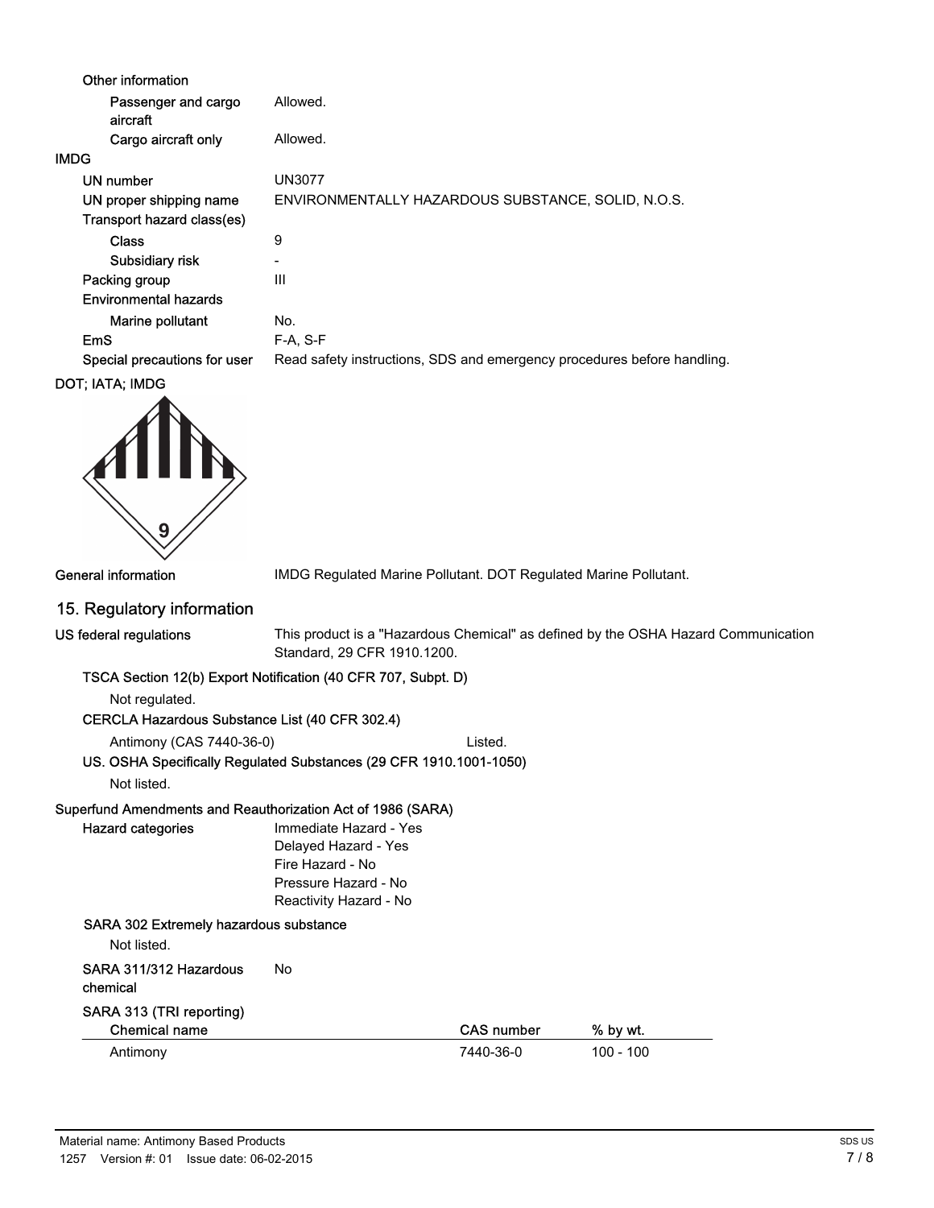Other information

| | |
|---|---|
| Passenger and cargo aircraft | Allowed. |
| Cargo aircraft only | Allowed. |

**IMDG**

| | |
|---|---|
| UN number | UN3077 |
| UN proper shipping name | ENVIRONMENTALLY HAZARDOUS SUBSTANCE, SOLID, N.O.S. |
| Transport hazard class(es) | |
| Class | 9 |
| Subsidiary risk | - |
| Packing group | III |
| Environmental hazards | |
| Marine pollutant | No. |
| EmS | F-A, S-F |
| Special precautions for user | Read safety instructions, SDS and emergency procedures before handling. |

DOT; IATA; IMDG

General information: IMDG Regulated Marine Pollutant. DOT Regulated Marine Pollutant.

## 15. Regulatory information

**US federal regulations**: This product is a "Hazardous Chemical" as defined by the OSHA Hazard Communication Standard, 29 CFR 1910.1200.

**TSCA Section 12(b) Export Notification (40 CFR 707, Subpt. D)**

Not regulated.

**CERCLA Hazardous Substance List (40 CFR 302.4)**

Antimony (CAS 7440-36-0) Listed.

**US. OSHA Specifically Regulated Substances (29 CFR 1910.1001-1050)**

Not listed.

**Superfund Amendments and Reauthorization Act of 1986 (SARA)**

Hazard categories:
- Immediate Hazard - Yes
- Delayed Hazard - Yes
- Fire Hazard - No
- Pressure Hazard - No
- Reactivity Hazard - No

**SARA 302 Extremely hazardous substance**

Not listed.

**SARA 311/312 Hazardous chemical**: No

**SARA 313 (TRI reporting)**

| Chemical name | CAS number | % by wt. |
|---|---|---|
| Antimony | 7440-36-0 | 100 - 100 |

Material name: Antimony Based Products

1257 Version #: 01 Issue date: 06-02-2015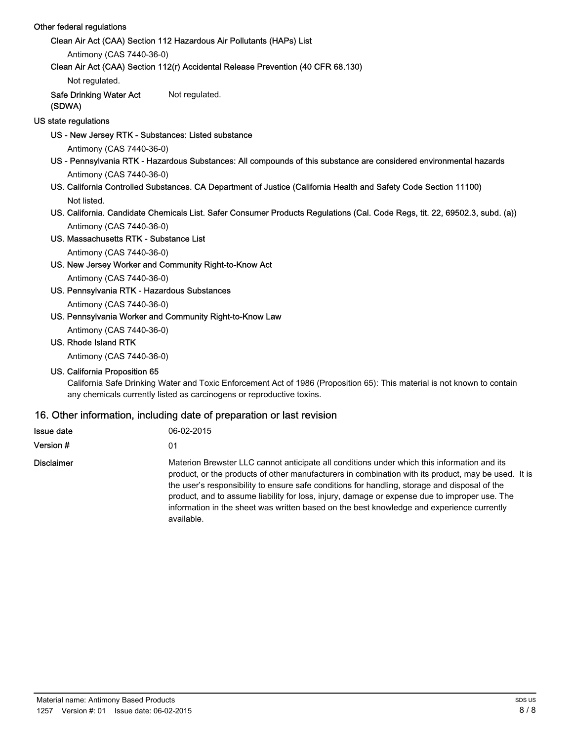**Other federal regulations**

**Clean Air Act (CAA) Section 112 Hazardous Air Pollutants (HAPs) List**

Antimony (CAS 7440-36-0)

**Clean Air Act (CAA) Section 112(r) Accidental Release Prevention (40 CFR 68.130)**

Not regulated.

**Safe Drinking Water Act (SDWA)** Not regulated.

**US state regulations**

**US - New Jersey RTK - Substances: Listed substance**

Antimony (CAS 7440-36-0)

**US - Pennsylvania RTK - Hazardous Substances: All compounds of this substance are considered environmental hazards**

Antimony (CAS 7440-36-0)

**US. California Controlled Substances. CA Department of Justice (California Health and Safety Code Section 11100)**

Not listed.

**US. California. Candidate Chemicals List. Safer Consumer Products Regulations (Cal. Code Regs, tit. 22, 69502.3, subd. (a))**

Antimony (CAS 7440-36-0)

**US. Massachusetts RTK - Substance List**

Antimony (CAS 7440-36-0)

**US. New Jersey Worker and Community Right-to-Know Act**

Antimony (CAS 7440-36-0)

**US. Pennsylvania RTK - Hazardous Substances**

Antimony (CAS 7440-36-0)

**US. Pennsylvania Worker and Community Right-to-Know Law**

Antimony (CAS 7440-36-0)

**US. Rhode Island RTK**

Antimony (CAS 7440-36-0)

**US. California Proposition 65**

California Safe Drinking Water and Toxic Enforcement Act of 1986 (Proposition 65): This material is not known to contain any chemicals currently listed as carcinogens or reproductive toxins.

## 16. Other information, including date of preparation or last revision

**Issue date** 06-02-2015

**Version #** 01

**Disclaimer** Materion Brewster LLC cannot anticipate all conditions under which this information and its product, or the products of other manufacturers in combination with its product, may be used. It is the user's responsibility to ensure safe conditions for handling, storage and disposal of the product, and to assume liability for loss, injury, damage or expense due to improper use. The information in the sheet was written based on the best knowledge and experience currently available.